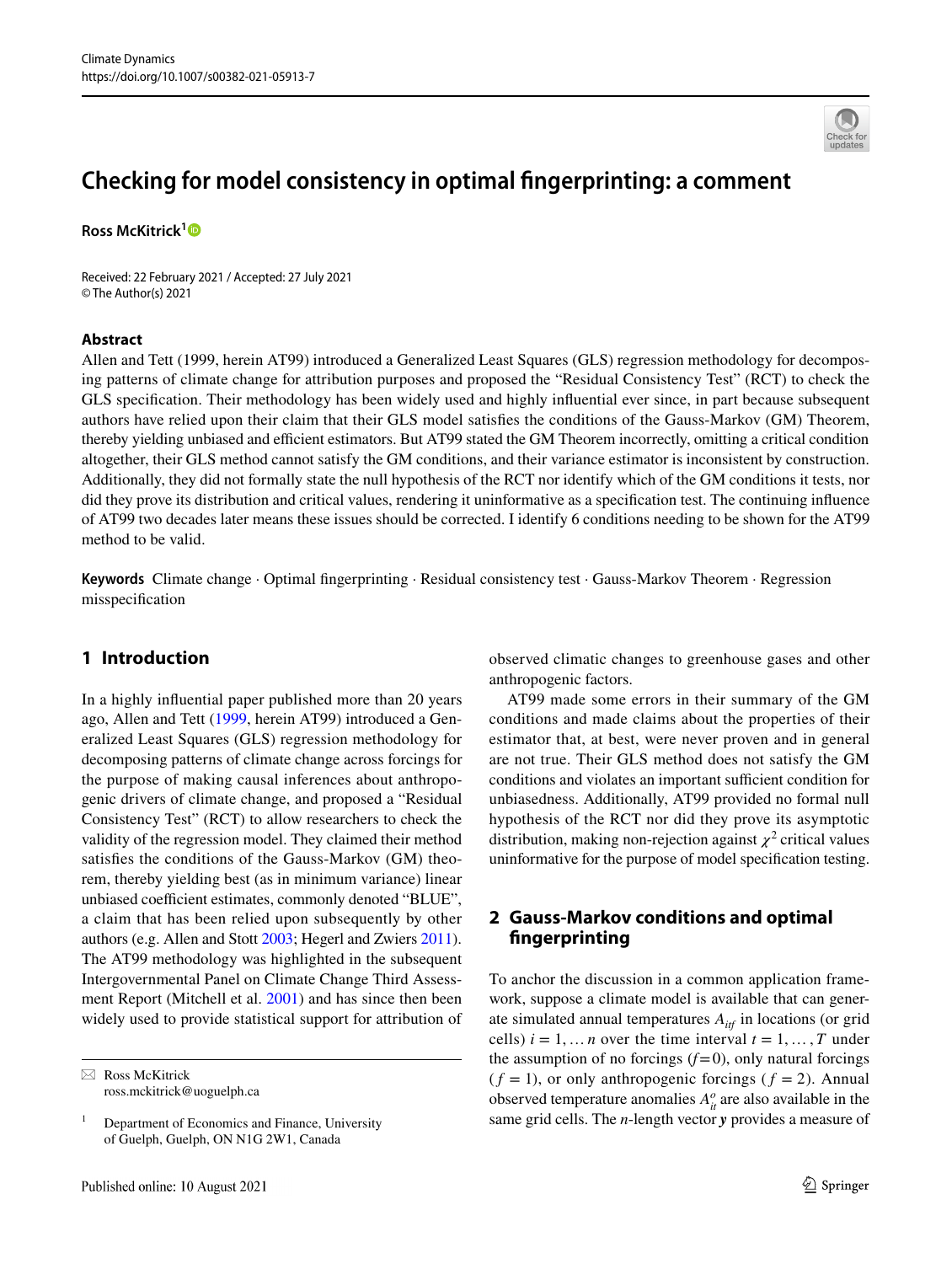# Checking for model consistency in optimal fingerprinting: a comment

**Ross McKitrick**[1]

Received: 22 February 2021 / Accepted: 27 July 2021
© The Author(s) 2021

## Abstract

Allen and Tett (1999, herein AT99) introduced a Generalized Least Squares (GLS) regression methodology for decomposing patterns of climate change for attribution purposes and proposed the "Residual Consistency Test" (RCT) to check the GLS specification. Their methodology has been widely used and highly influential ever since, in part because subsequent authors have relied upon their claim that their GLS model satisfies the conditions of the Gauss-Markov (GM) Theorem, thereby yielding unbiased and efficient estimators. But AT99 stated the GM Theorem incorrectly, omitting a critical condition altogether, their GLS method cannot satisfy the GM conditions, and their variance estimator is inconsistent by construction. Additionally, they did not formally state the null hypothesis of the RCT nor identify which of the GM conditions it tests, nor did they prove its distribution and critical values, rendering it uninformative as a specification test. The continuing influence of AT99 two decades later means these issues should be corrected. I identify 6 conditions needing to be shown for the AT99 method to be valid.

**Keywords** Climate change · Optimal fingerprinting · Residual consistency test · Gauss-Markov Theorem · Regression misspecification

## 1 Introduction

In a highly influential paper published more than 20 years ago, Allen and Tett (1999, herein AT99) introduced a Generalized Least Squares (GLS) regression methodology for decomposing patterns of climate change across forcings for the purpose of making causal inferences about anthropogenic drivers of climate change, and proposed a "Residual Consistency Test" (RCT) to allow researchers to check the validity of the regression model. They claimed their method satisfies the conditions of the Gauss-Markov (GM) theorem, thereby yielding best (as in minimum variance) linear unbiased coefficient estimates, commonly denoted "BLUE", a claim that has been relied upon subsequently by other authors (e.g. Allen and Stott 2003; Hegerl and Zwiers 2011). The AT99 methodology was highlighted in the subsequent Intergovernmental Panel on Climate Change Third Assessment Report (Mitchell et al. 2001) and has since then been widely used to provide statistical support for attribution of observed climatic changes to greenhouse gases and other anthropogenic factors.

AT99 made some errors in their summary of the GM conditions and made claims about the properties of their estimator that, at best, were never proven and in general are not true. Their GLS method does not satisfy the GM conditions and violates an important sufficient condition for unbiasedness. Additionally, AT99 provided no formal null hypothesis of the RCT nor did they prove its asymptotic distribution, making non-rejection against $\chi^2$ critical values uninformative for the purpose of model specification testing.

## 2 Gauss-Markov conditions and optimal fingerprinting

To anchor the discussion in a common application framework, suppose a climate model is available that can generate simulated annual temperatures $A_{itf}$ in locations (or grid cells) $i = 1, \ldots n$ over the time interval $t = 1, \ldots, T$ under the assumption of no forcings ($f=0$), only natural forcings ($f = 1$), or only anthropogenic forcings ($f = 2$). Annual observed temperature anomalies $A^o_{it}$ are also available in the same grid cells. The $n$-length vector $\boldsymbol{y}$ provides a measure of

---

✉ Ross McKitrick
ross.mckitrick@uoguelph.ca

[1] Department of Economics and Finance, University of Guelph, Guelph, ON N1G 2W1, Canada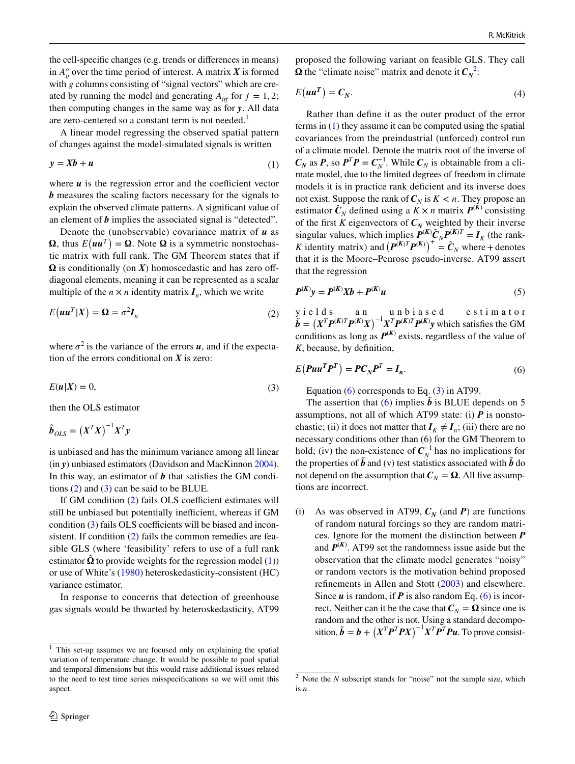the cell-specific changes (e.g. trends or differences in means) in $A_{it}^{o}$ over the time period of interest. A matrix $\boldsymbol{X}$ is formed with $g$ columns consisting of "signal vectors" which are created by running the model and generating $A_{itf}$ for $f = 1, 2$; then computing changes in the same way as for $\boldsymbol{y}$. All data are zero-centered so a constant term is not needed.[1]

A linear model regressing the observed spatial pattern of changes against the model-simulated signals is written

$$\boldsymbol{y} = \boldsymbol{X}\boldsymbol{b} + \boldsymbol{u} \tag{1}$$

where $\boldsymbol{u}$ is the regression error and the coefficient vector $\boldsymbol{b}$ measures the scaling factors necessary for the signals to explain the observed climate patterns. A significant value of an element of $\boldsymbol{b}$ implies the associated signal is "detected".

Denote the (unobservable) covariance matrix of $\boldsymbol{u}$ as $\boldsymbol{\Omega}$, thus $E(\boldsymbol{u}\boldsymbol{u}^T) = \boldsymbol{\Omega}$. Note $\boldsymbol{\Omega}$ is a symmetric nonstochastic matrix with full rank. The GM Theorem states that if $\boldsymbol{\Omega}$ is conditionally (on $\boldsymbol{X}$) homoscedastic and has zero off-diagonal elements, meaning it can be represented as a scalar multiple of the $n \times n$ identity matrix $\boldsymbol{I}_n$, which we write

$$E(\boldsymbol{u}\boldsymbol{u}^T|\boldsymbol{X}) = \boldsymbol{\Omega} = \sigma^2 \boldsymbol{I}_n \tag{2}$$

where $\sigma^2$ is the variance of the errors $\boldsymbol{u}$, and if the expectation of the errors conditional on $\boldsymbol{X}$ is zero:

$$E(\boldsymbol{u}|\boldsymbol{X}) = 0, \tag{3}$$

then the OLS estimator

$$\hat{\boldsymbol{b}}_{OLS} = (\boldsymbol{X}^T\boldsymbol{X})^{-1}\boldsymbol{X}^T\boldsymbol{y}$$

is unbiased and has the minimum variance among all linear (in $\boldsymbol{y}$) unbiased estimators (Davidson and MacKinnon 2004). In this way, an estimator of $\boldsymbol{b}$ that satisfies the GM conditions (2) and (3) can be said to be BLUE.

If GM condition (2) fails OLS coefficient estimates will still be unbiased but potentially inefficient, whereas if GM condition (3) fails OLS coefficients will be biased and inconsistent. If condition (2) fails the common remedies are feasible GLS (where 'feasibility' refers to use of a full rank estimator $\hat{\boldsymbol{\Omega}}$ to provide weights for the regression model (1)) or use of White's (1980) heteroskedasticity-consistent (HC) variance estimator.

In response to concerns that detection of greenhouse gas signals would be thwarted by heteroskedasticity, AT99 proposed the following variant on feasible GLS. They call $\boldsymbol{\Omega}$ the "climate noise" matrix and denote it $\boldsymbol{C}_N$[2]:

$$E(\boldsymbol{u}\boldsymbol{u}^T) = \boldsymbol{C}_N. \tag{4}$$

Rather than define it as the outer product of the error terms in (1) they assume it can be computed using the spatial covariances from the preindustrial (unforced) control run of a climate model. Denote the matrix root of the inverse of $\boldsymbol{C}_N$ as $\boldsymbol{P}$, so $\boldsymbol{P}^T\boldsymbol{P} = \boldsymbol{C}_N^{-1}$. While $\boldsymbol{C}_N$ is obtainable from a climate model, due to the limited degrees of freedom in climate models it is in practice rank deficient and its inverse does not exist. Suppose the rank of $\boldsymbol{C}_N$ is $K < n$. They propose an estimator $\hat{\boldsymbol{C}}_N$ defined using a $K \times n$ matrix $\boldsymbol{P}^{(K)}$ consisting of the first $K$ eigenvectors of $\boldsymbol{C}_N$ weighted by their inverse singular values, which implies $\boldsymbol{P}^{(K)}\hat{\boldsymbol{C}}_N\boldsymbol{P}^{(K)T} = \boldsymbol{I}_K$ (the rank-$K$ identity matrix) and $(\boldsymbol{P}^{(K)T}\boldsymbol{P}^{(K)})^{+} = \hat{\boldsymbol{C}}_N$ where + denotes that it is the Moore–Penrose pseudo-inverse. AT99 assert that the regression

$$\boldsymbol{P}^{(K)}\boldsymbol{y} = \boldsymbol{P}^{(K)}\boldsymbol{X}\boldsymbol{b} + \boldsymbol{P}^{(K)}\boldsymbol{u} \tag{5}$$

yields an unbiased estimator $\tilde{\boldsymbol{b}} = (\boldsymbol{X}^T\boldsymbol{P}^{(K)T}\boldsymbol{P}^{(K)}\boldsymbol{X})^{-1}\boldsymbol{X}^T\boldsymbol{P}^{(K)T}\boldsymbol{P}^{(K)}\boldsymbol{y}$ which satisfies the GM conditions as long as $\boldsymbol{P}^{(K)}$ exists, regardless of the value of $K$, because, by definition,

$$E(\boldsymbol{P}\boldsymbol{u}\boldsymbol{u}^T\boldsymbol{P}^T) = \boldsymbol{P}\boldsymbol{C}_N\boldsymbol{P}^T = \boldsymbol{I}_n. \tag{6}$$

Equation (6) corresponds to Eq. (3) in AT99.

The assertion that (6) implies $\tilde{\boldsymbol{b}}$ is BLUE depends on 5 assumptions, not all of which AT99 state: (i) $\boldsymbol{P}$ is nonstochastic; (ii) it does not matter that $\boldsymbol{I}_K \neq \boldsymbol{I}_n$; (iii) there are no necessary conditions other than (6) for the GM Theorem to hold; (iv) the non-existence of $\boldsymbol{C}_N^{-1}$ has no implications for the properties of $\tilde{\boldsymbol{b}}$ and (v) test statistics associated with $\tilde{\boldsymbol{b}}$ do not depend on the assumption that $\boldsymbol{C}_N = \boldsymbol{\Omega}$. All five assumptions are incorrect.

(i) As was observed in AT99, $\boldsymbol{C}_N$ (and $\boldsymbol{P}$) are functions of random natural forcings so they are random matrices. Ignore for the moment the distinction between $\boldsymbol{P}$ and $\boldsymbol{P}^{(K)}$. AT99 set the randomness issue aside but the observation that the climate model generates "noisy" or random vectors is the motivation behind proposed refinements in Allen and Stott (2003) and elsewhere. Since $\boldsymbol{u}$ is random, if $\boldsymbol{P}$ is also random Eq. (6) is incorrect. Neither can it be the case that $\boldsymbol{C}_N = \boldsymbol{\Omega}$ since one is random and the other is not. Using a standard decomposition, $\tilde{\boldsymbol{b}} = \boldsymbol{b} + (\boldsymbol{X}^T\boldsymbol{P}^T\boldsymbol{P}\boldsymbol{X})^{-1}\boldsymbol{X}^T\boldsymbol{P}^T\boldsymbol{P}\boldsymbol{u}$. To prove consist-

[1] This set-up assumes we are focused only on explaining the spatial variation of temperature change. It would be possible to pool spatial and temporal dimensions but this would raise additional issues related to the need to test time series misspecifications so we will omit this aspect.

[2] Note the $N$ subscript stands for "noise" not the sample size, which is $n$.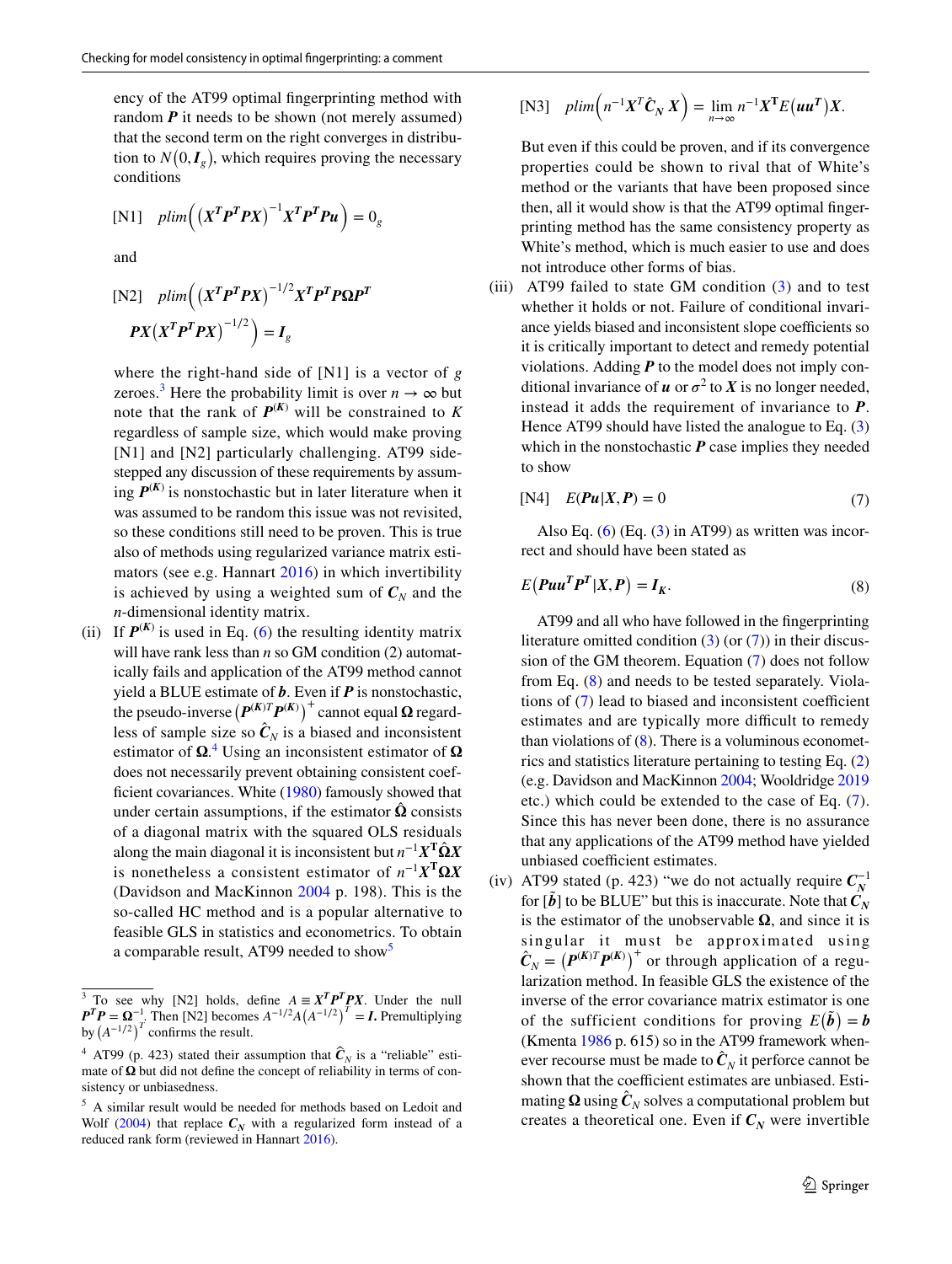ency of the AT99 optimal fingerprinting method with random $\boldsymbol{P}$ it needs to be shown (not merely assumed) that the second term on the right converges in distribution to $N(0, \boldsymbol{I}_g)$, which requires proving the necessary conditions

$$\text{[N1]} \quad plim\left( \left(\boldsymbol{X}^T\boldsymbol{P}^T\boldsymbol{P}\boldsymbol{X}\right)^{-1}\boldsymbol{X}^T\boldsymbol{P}^T\boldsymbol{P}\boldsymbol{u} \right) = 0_g$$

and

$$\text{[N2]} \quad plim\left( \left(\boldsymbol{X}^T\boldsymbol{P}^T\boldsymbol{P}\boldsymbol{X}\right)^{-1/2}\boldsymbol{X}^T\boldsymbol{P}^T\boldsymbol{P}\boldsymbol{\Omega}\boldsymbol{P}^T\boldsymbol{P}\boldsymbol{X}\left(\boldsymbol{X}^T\boldsymbol{P}^T\boldsymbol{P}\boldsymbol{X}\right)^{-1/2} \right) = \boldsymbol{I}_g$$

where the right-hand side of [N1] is a vector of $g$ zeroes.[3] Here the probability limit is over $n \to \infty$ but note that the rank of $\boldsymbol{P}^{(K)}$ will be constrained to $K$ regardless of sample size, which would make proving [N1] and [N2] particularly challenging. AT99 sidestepped any discussion of these requirements by assuming $\boldsymbol{P}^{(K)}$ is nonstochastic but in later literature when it was assumed to be random this issue was not revisited, so these conditions still need to be proven. This is true also of methods using regularized variance matrix estimators (see e.g. Hannart 2016) in which invertibility is achieved by using a weighted sum of $\boldsymbol{C}_N$ and the $n$-dimensional identity matrix.

(ii) If $\boldsymbol{P}^{(K)}$ is used in Eq. (6) the resulting identity matrix will have rank less than $n$ so GM condition (2) automatically fails and application of the AT99 method cannot yield a BLUE estimate of $\boldsymbol{b}$. Even if $\boldsymbol{P}$ is nonstochastic, the pseudo-inverse $\left(\boldsymbol{P}^{(K)T}\boldsymbol{P}^{(K)}\right)^+$ cannot equal $\boldsymbol{\Omega}$ regardless of sample size so $\hat{\boldsymbol{C}}_N$ is a biased and inconsistent estimator of $\boldsymbol{\Omega}$.[4] Using an inconsistent estimator of $\boldsymbol{\Omega}$ does not necessarily prevent obtaining consistent coefficient covariances. White (1980) famously showed that under certain assumptions, if the estimator $\hat{\boldsymbol{\Omega}}$ consists of a diagonal matrix with the squared OLS residuals along the main diagonal it is inconsistent but $n^{-1}\boldsymbol{X}^{\mathrm{T}}\hat{\boldsymbol{\Omega}}\boldsymbol{X}$ is nonetheless a consistent estimator of $n^{-1}\boldsymbol{X}^{\mathrm{T}}\boldsymbol{\Omega}\boldsymbol{X}$ (Davidson and MacKinnon 2004 p. 198). This is the so-called HC method and is a popular alternative to feasible GLS in statistics and econometrics. To obtain a comparable result, AT99 needed to show[5]

$$\text{[N3]} \quad plim\left(n^{-1}\boldsymbol{X}^T\hat{\boldsymbol{C}}_N\boldsymbol{X}\right) = \lim_{n\to\infty} n^{-1}\boldsymbol{X}^{\mathrm{T}}E\left(\boldsymbol{u}\boldsymbol{u}^{\boldsymbol{T}}\right)\boldsymbol{X}.$$

But even if this could be proven, and if its convergence properties could be shown to rival that of White's method or the variants that have been proposed since then, all it would show is that the AT99 optimal fingerprinting method has the same consistency property as White's method, which is much easier to use and does not introduce other forms of bias.

(iii) AT99 failed to state GM condition (3) and to test whether it holds or not. Failure of conditional invariance yields biased and inconsistent slope coefficients so it is critically important to detect and remedy potential violations. Adding $\boldsymbol{P}$ to the model does not imply conditional invariance of $\boldsymbol{u}$ or $\sigma^2$ to $\boldsymbol{X}$ is no longer needed, instead it adds the requirement of invariance to $\boldsymbol{P}$. Hence AT99 should have listed the analogue to Eq. (3) which in the nonstochastic $\boldsymbol{P}$ case implies they needed to show

$$\text{[N4]} \quad E(\boldsymbol{P}\boldsymbol{u}|\boldsymbol{X},\boldsymbol{P}) = 0 \tag{7}$$

Also Eq. (6) (Eq. (3) in AT99) as written was incorrect and should have been stated as

$$E\left(\boldsymbol{P}\boldsymbol{u}\boldsymbol{u}^{\boldsymbol{T}}\boldsymbol{P}^{\boldsymbol{T}}|\boldsymbol{X},\boldsymbol{P}\right) = \boldsymbol{I}_{\boldsymbol{K}}. \tag{8}$$

AT99 and all who have followed in the fingerprinting literature omitted condition (3) (or (7)) in their discussion of the GM theorem. Equation (7) does not follow from Eq. (8) and needs to be tested separately. Violations of (7) lead to biased and inconsistent coefficient estimates and are typically more difficult to remedy than violations of (8). There is a voluminous econometrics and statistics literature pertaining to testing Eq. (2) (e.g. Davidson and MacKinnon 2004; Wooldridge 2019 etc.) which could be extended to the case of Eq. (7). Since this has never been done, there is no assurance that any applications of the AT99 method have yielded unbiased coefficient estimates.

(iv) AT99 stated (p. 423) "we do not actually require $\boldsymbol{C}_N^{-1}$ for [$\tilde{\boldsymbol{b}}$] to be BLUE" but this is inaccurate. Note that $\boldsymbol{C}_N$ is the estimator of the unobservable $\boldsymbol{\Omega}$, and since it is singular it must be approximated using $\hat{\boldsymbol{C}}_N = \left(\boldsymbol{P}^{(K)T}\boldsymbol{P}^{(K)}\right)^+$ or through application of a regularization method. In feasible GLS the existence of the inverse of the error covariance matrix estimator is one of the sufficient conditions for proving $E\left(\tilde{\boldsymbol{b}}\right) = \boldsymbol{b}$ (Kmenta 1986 p. 615) so in the AT99 framework whenever recourse must be made to $\hat{\boldsymbol{C}}_N$ it perforce cannot be shown that the coefficient estimates are unbiased. Estimating $\boldsymbol{\Omega}$ using $\hat{\boldsymbol{C}}_N$ solves a computational problem but creates a theoretical one. Even if $\boldsymbol{C}_N$ were invertible

---

[3] To see why [N2] holds, define $A \equiv \boldsymbol{X}^T\boldsymbol{P}^T\boldsymbol{P}\boldsymbol{X}$. Under the null $\boldsymbol{P}^T\boldsymbol{P} = \boldsymbol{\Omega}^{-1}$. Then [N2] becomes $A^{-1/2}A\left(A^{-1/2}\right)^T = \boldsymbol{I}$. Premultiplying by $\left(A^{-1/2}\right)^T$ confirms the result.

[4] AT99 (p. 423) stated their assumption that $\hat{\boldsymbol{C}}_N$ is a "reliable" estimate of $\boldsymbol{\Omega}$ but did not define the concept of reliability in terms of consistency or unbiasedness.

[5] A similar result would be needed for methods based on Ledoit and Wolf (2004) that replace $\boldsymbol{C}_N$ with a regularized form instead of a reduced rank form (reviewed in Hannart 2016).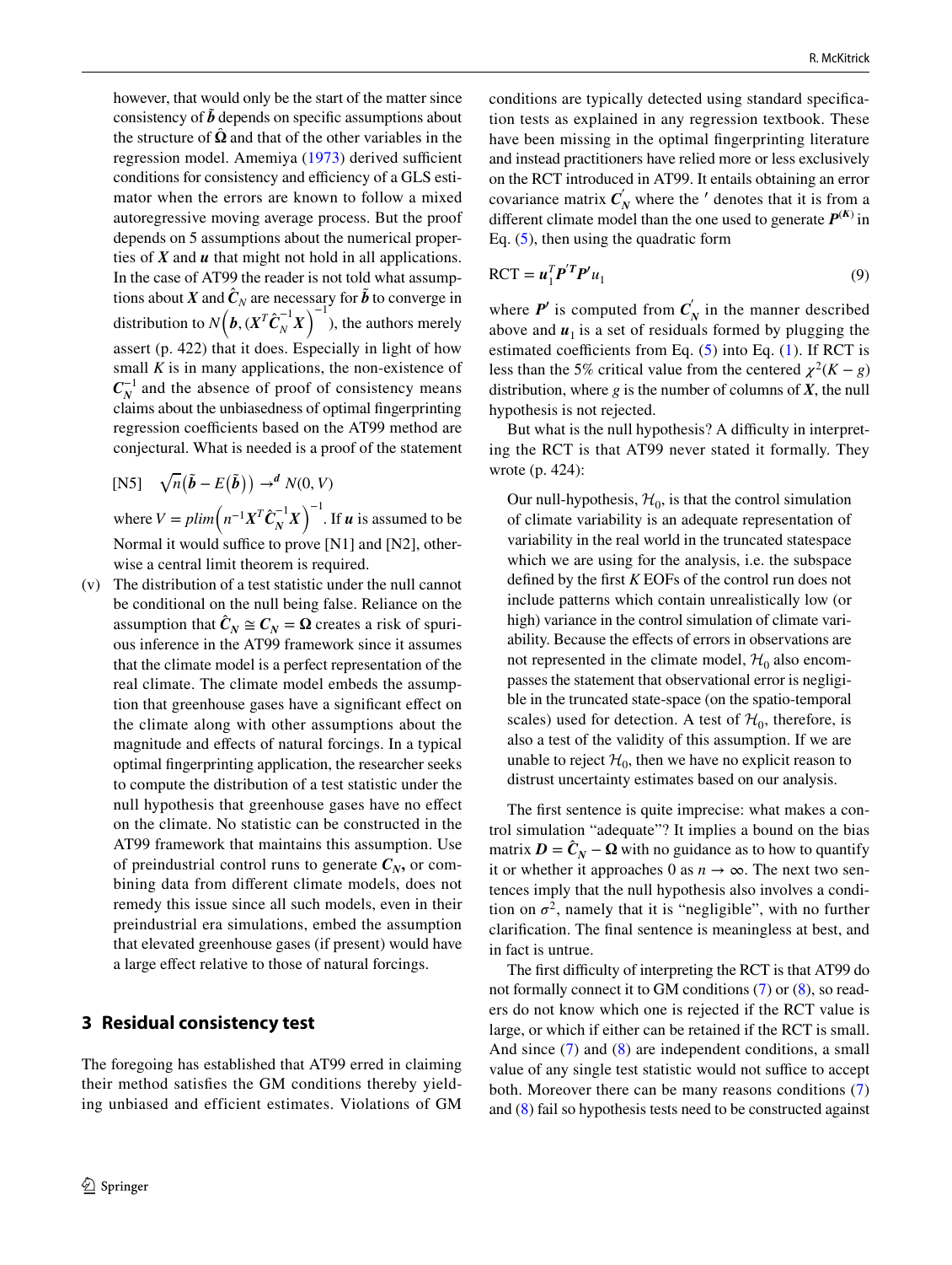however, that would only be the start of the matter since consistency of $\tilde{\boldsymbol{b}}$ depends on specific assumptions about the structure of $\hat{\boldsymbol{\Omega}}$ and that of the other variables in the regression model. Amemiya (1973) derived sufficient conditions for consistency and efficiency of a GLS estimator when the errors are known to follow a mixed autoregressive moving average process. But the proof depends on 5 assumptions about the numerical properties of $\boldsymbol{X}$ and $\boldsymbol{u}$ that might not hold in all applications. In the case of AT99 the reader is not told what assumptions about $\boldsymbol{X}$ and $\hat{\boldsymbol{C}}_N$ are necessary for $\tilde{\boldsymbol{b}}$ to converge in distribution to $N\left(\boldsymbol{b}, (\boldsymbol{X}^T\hat{\boldsymbol{C}}_N^{-1}\boldsymbol{X})^{-1}\right)$, the authors merely assert (p. 422) that it does. Especially in light of how small $K$ is in many applications, the non-existence of $\boldsymbol{C}_N^{-1}$ and the absence of proof of consistency means claims about the unbiasedness of optimal fingerprinting regression coefficients based on the AT99 method are conjectural. What is needed is a proof of the statement

[N5] $\sqrt{n}\left(\tilde{\boldsymbol{b}} - E\left(\tilde{\boldsymbol{b}}\right)\right) \rightarrow^{d} N(0, V)$

where $V = plim\left(n^{-1}\boldsymbol{X}^T\hat{\boldsymbol{C}}_N^{-1}\boldsymbol{X}\right)^{-1}$. If $\boldsymbol{u}$ is assumed to be Normal it would suffice to prove [N1] and [N2], otherwise a central limit theorem is required.

(v) The distribution of a test statistic under the null cannot be conditional on the null being false. Reliance on the assumption that $\hat{\boldsymbol{C}}_N \cong \boldsymbol{C}_N = \boldsymbol{\Omega}$ creates a risk of spurious inference in the AT99 framework since it assumes that the climate model is a perfect representation of the real climate. The climate model embeds the assumption that greenhouse gases have a significant effect on the climate along with other assumptions about the magnitude and effects of natural forcings. In a typical optimal fingerprinting application, the researcher seeks to compute the distribution of a test statistic under the null hypothesis that greenhouse gases have no effect on the climate. No statistic can be constructed in the AT99 framework that maintains this assumption. Use of preindustrial control runs to generate $\boldsymbol{C}_N$, or combining data from different climate models, does not remedy this issue since all such models, even in their preindustrial era simulations, embed the assumption that elevated greenhouse gases (if present) would have a large effect relative to those of natural forcings.

## 3 Residual consistency test

The foregoing has established that AT99 erred in claiming their method satisfies the GM conditions thereby yielding unbiased and efficient estimates. Violations of GM conditions are typically detected using standard specification tests as explained in any regression textbook. These have been missing in the optimal fingerprinting literature and instead practitioners have relied more or less exclusively on the RCT introduced in AT99. It entails obtaining an error covariance matrix $\boldsymbol{C}_N^{'}$ where the $'$ denotes that it is from a different climate model than the one used to generate $\boldsymbol{P}^{(K)}$ in Eq. (5), then using the quadratic form

$$\text{RCT} = \boldsymbol{u}_1^T \boldsymbol{P}'^T \boldsymbol{P}' u_1 \tag{9}$$

where $\boldsymbol{P}'$ is computed from $\boldsymbol{C}_N^{'}$ in the manner described above and $\boldsymbol{u}_1$ is a set of residuals formed by plugging the estimated coefficients from Eq. (5) into Eq. (1). If RCT is less than the 5% critical value from the centered $\chi^2(K-g)$ distribution, where $g$ is the number of columns of $\boldsymbol{X}$, the null hypothesis is not rejected.

But what is the null hypothesis? A difficulty in interpreting the RCT is that AT99 never stated it formally. They wrote (p. 424):

> Our null-hypothesis, $\mathcal{H}_0$, is that the control simulation of climate variability is an adequate representation of variability in the real world in the truncated statespace which we are using for the analysis, i.e. the subspace defined by the first $K$ EOFs of the control run does not include patterns which contain unrealistically low (or high) variance in the control simulation of climate variability. Because the effects of errors in observations are not represented in the climate model, $\mathcal{H}_0$ also encompasses the statement that observational error is negligible in the truncated state-space (on the spatio-temporal scales) used for detection. A test of $\mathcal{H}_0$, therefore, is also a test of the validity of this assumption. If we are unable to reject $\mathcal{H}_0$, then we have no explicit reason to distrust uncertainty estimates based on our analysis.

The first sentence is quite imprecise: what makes a control simulation "adequate"? It implies a bound on the bias matrix $\boldsymbol{D} = \hat{\boldsymbol{C}}_N - \boldsymbol{\Omega}$ with no guidance as to how to quantify it or whether it approaches 0 as $n \rightarrow \infty$. The next two sentences imply that the null hypothesis also involves a condition on $\sigma^2$, namely that it is "negligible", with no further clarification. The final sentence is meaningless at best, and in fact is untrue.

The first difficulty of interpreting the RCT is that AT99 do not formally connect it to GM conditions (7) or (8), so readers do not know which one is rejected if the RCT value is large, or which if either can be retained if the RCT is small. And since (7) and (8) are independent conditions, a small value of any single test statistic would not suffice to accept both. Moreover there can be many reasons conditions (7) and (8) fail so hypothesis tests need to be constructed against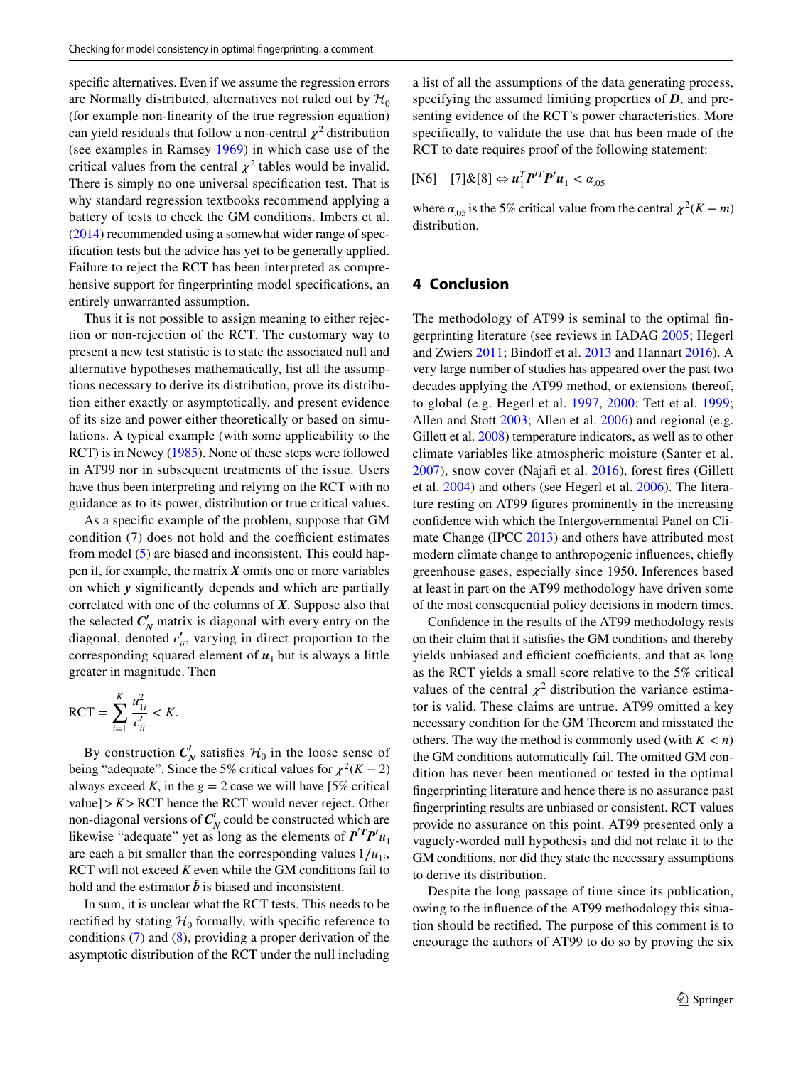specific alternatives. Even if we assume the regression errors are Normally distributed, alternatives not ruled out by $\mathcal{H}_0$ (for example non-linearity of the true regression equation) can yield residuals that follow a non-central $\chi^2$ distribution (see examples in Ramsey 1969) in which case use of the critical values from the central $\chi^2$ tables would be invalid. There is simply no one universal specification test. That is why standard regression textbooks recommend applying a battery of tests to check the GM conditions. Imbers et al. (2014) recommended using a somewhat wider range of specification tests but the advice has yet to be generally applied. Failure to reject the RCT has been interpreted as comprehensive support for fingerprinting model specifications, an entirely unwarranted assumption.

Thus it is not possible to assign meaning to either rejection or non-rejection of the RCT. The customary way to present a new test statistic is to state the associated null and alternative hypotheses mathematically, list all the assumptions necessary to derive its distribution, prove its distribution either exactly or asymptotically, and present evidence of its size and power either theoretically or based on simulations. A typical example (with some applicability to the RCT) is in Newey (1985). None of these steps were followed in AT99 nor in subsequent treatments of the issue. Users have thus been interpreting and relying on the RCT with no guidance as to its power, distribution or true critical values.

As a specific example of the problem, suppose that GM condition (7) does not hold and the coefficient estimates from model (5) are biased and inconsistent. This could happen if, for example, the matrix $\boldsymbol{X}$ omits one or more variables on which $\boldsymbol{y}$ significantly depends and which are partially correlated with one of the columns of $\boldsymbol{X}$. Suppose also that the selected $\boldsymbol{C}_N'$ matrix is diagonal with every entry on the diagonal, denoted $c_{ii}'$, varying in direct proportion to the corresponding squared element of $\boldsymbol{u}_1$ but is always a little greater in magnitude. Then

$$\mathrm{RCT} = \sum_{i=1}^{K} \frac{u_{1i}^2}{c_{ii}'} < K.$$

By construction $\boldsymbol{C}_N'$ satisfies $\mathcal{H}_0$ in the loose sense of being "adequate". Since the 5% critical values for $\chi^2(K-2)$ always exceed $K$, in the $g=2$ case we will have [5% critical value] $> K >$ RCT hence the RCT would never reject. Other non-diagonal versions of $\boldsymbol{C}_N'$ could be constructed which are likewise "adequate" yet as long as the elements of $\boldsymbol{P}'^T\boldsymbol{P}'u_1$ are each a bit smaller than the corresponding values $1/u_{1i}$, RCT will not exceed $K$ even while the GM conditions fail to hold and the estimator $\tilde{\boldsymbol{b}}$ is biased and inconsistent.

In sum, it is unclear what the RCT tests. This needs to be rectified by stating $\mathcal{H}_0$ formally, with specific reference to conditions (7) and (8), providing a proper derivation of the asymptotic distribution of the RCT under the null including a list of all the assumptions of the data generating process, specifying the assumed limiting properties of $\boldsymbol{D}$, and presenting evidence of the RCT's power characteristics. More specifically, to validate the use that has been made of the RCT to date requires proof of the following statement:

$$\text{[N6]} \quad [7]\&[8] \Leftrightarrow \boldsymbol{u}_1^T\boldsymbol{P}'^T\boldsymbol{P}'\boldsymbol{u}_1 < \alpha_{.05}$$

where $\alpha_{.05}$ is the 5% critical value from the central $\chi^2(K-m)$ distribution.

## 4 Conclusion

The methodology of AT99 is seminal to the optimal fingerprinting literature (see reviews in IADAG 2005; Hegerl and Zwiers 2011; Bindoff et al. 2013 and Hannart 2016). A very large number of studies has appeared over the past two decades applying the AT99 method, or extensions thereof, to global (e.g. Hegerl et al. 1997, 2000; Tett et al. 1999; Allen and Stott 2003; Allen et al. 2006) and regional (e.g. Gillett et al. 2008) temperature indicators, as well as to other climate variables like atmospheric moisture (Santer et al. 2007), snow cover (Najafi et al. 2016), forest fires (Gillett et al. 2004) and others (see Hegerl et al. 2006). The literature resting on AT99 figures prominently in the increasing confidence with which the Intergovernmental Panel on Climate Change (IPCC 2013) and others have attributed most modern climate change to anthropogenic influences, chiefly greenhouse gases, especially since 1950. Inferences based at least in part on the AT99 methodology have driven some of the most consequential policy decisions in modern times.

Confidence in the results of the AT99 methodology rests on their claim that it satisfies the GM conditions and thereby yields unbiased and efficient coefficients, and that as long as the RCT yields a small score relative to the 5% critical values of the central $\chi^2$ distribution the variance estimator is valid. These claims are untrue. AT99 omitted a key necessary condition for the GM Theorem and misstated the others. The way the method is commonly used (with $K<n$) the GM conditions automatically fail. The omitted GM condition has never been mentioned or tested in the optimal fingerprinting literature and hence there is no assurance past fingerprinting results are unbiased or consistent. RCT values provide no assurance on this point. AT99 presented only a vaguely-worded null hypothesis and did not relate it to the GM conditions, nor did they state the necessary assumptions to derive its distribution.

Despite the long passage of time since its publication, owing to the influence of the AT99 methodology this situation should be rectified. The purpose of this comment is to encourage the authors of AT99 to do so by proving the six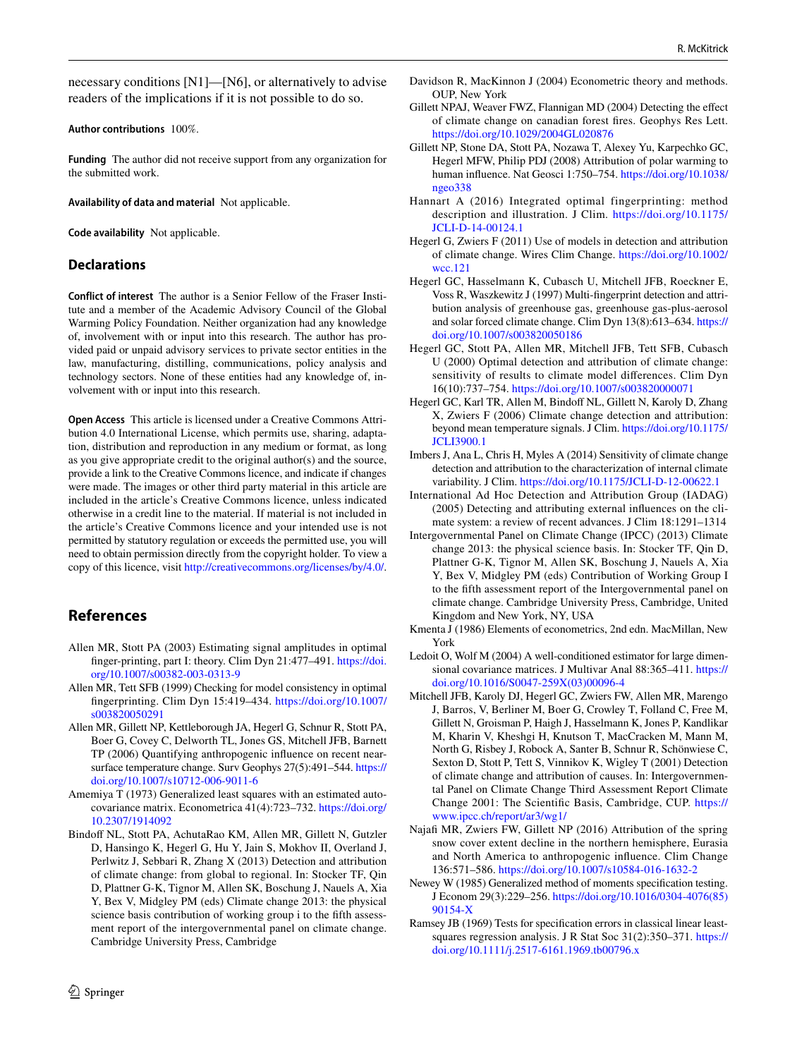necessary conditions [N1]—[N6], or alternatively to advise readers of the implications if it is not possible to do so.

**Author contributions** 100%.

**Funding** The author did not receive support from any organization for the submitted work.

**Availability of data and material** Not applicable.

**Code availability** Not applicable.

## Declarations

**Conflict of interest** The author is a Senior Fellow of the Fraser Institute and a member of the Academic Advisory Council of the Global Warming Policy Foundation. Neither organization had any knowledge of, involvement with or input into this research. The author has provided paid or unpaid advisory services to private sector entities in the law, manufacturing, distilling, communications, policy analysis and technology sectors. None of these entities had any knowledge of, involvement with or input into this research.

**Open Access** This article is licensed under a Creative Commons Attribution 4.0 International License, which permits use, sharing, adaptation, distribution and reproduction in any medium or format, as long as you give appropriate credit to the original author(s) and the source, provide a link to the Creative Commons licence, and indicate if changes were made. The images or other third party material in this article are included in the article's Creative Commons licence, unless indicated otherwise in a credit line to the material. If material is not included in the article's Creative Commons licence and your intended use is not permitted by statutory regulation or exceeds the permitted use, you will need to obtain permission directly from the copyright holder. To view a copy of this licence, visit http://creativecommons.org/licenses/by/4.0/.

## References

Allen MR, Stott PA (2003) Estimating signal amplitudes in optimal finger-printing, part I: theory. Clim Dyn 21:477–491. https://doi.org/10.1007/s00382-003-0313-9

Allen MR, Tett SFB (1999) Checking for model consistency in optimal fingerprinting. Clim Dyn 15:419–434. https://doi.org/10.1007/s003820050291

Allen MR, Gillett NP, Kettleborough JA, Hegerl G, Schnur R, Stott PA, Boer G, Covey C, Delworth TL, Jones GS, Mitchell JFB, Barnett TP (2006) Quantifying anthropogenic influence on recent near-surface temperature change. Surv Geophys 27(5):491–544. https://doi.org/10.1007/s10712-006-9011-6

Amemiya T (1973) Generalized least squares with an estimated autocovariance matrix. Econometrica 41(4):723–732. https://doi.org/10.2307/1914092

Bindoff NL, Stott PA, AchutaRao KM, Allen MR, Gillett N, Gutzler D, Hansingo K, Hegerl G, Hu Y, Jain S, Mokhov II, Overland J, Perlwitz J, Sebbari R, Zhang X (2013) Detection and attribution of climate change: from global to regional. In: Stocker TF, Qin D, Plattner G-K, Tignor M, Allen SK, Boschung J, Nauels A, Xia Y, Bex V, Midgley PM (eds) Climate change 2013: the physical science basis contribution of working group i to the fifth assessment report of the intergovernmental panel on climate change. Cambridge University Press, Cambridge

Davidson R, MacKinnon J (2004) Econometric theory and methods. OUP, New York

Gillett NPAJ, Weaver FWZ, Flannigan MD (2004) Detecting the effect of climate change on canadian forest fires. Geophys Res Lett. https://doi.org/10.1029/2004GL020876

Gillett NP, Stone DA, Stott PA, Nozawa T, Alexey Yu, Karpechko GC, Hegerl MFW, Philip PDJ (2008) Attribution of polar warming to human influence. Nat Geosci 1:750–754. https://doi.org/10.1038/ngeo338

Hannart A (2016) Integrated optimal fingerprinting: method description and illustration. J Clim. https://doi.org/10.1175/JCLI-D-14-00124.1

Hegerl G, Zwiers F (2011) Use of models in detection and attribution of climate change. Wires Clim Change. https://doi.org/10.1002/wcc.121

Hegerl GC, Hasselmann K, Cubasch U, Mitchell JFB, Roeckner E, Voss R, Waszkewitz J (1997) Multi-fingerprint detection and attribution analysis of greenhouse gas, greenhouse gas-plus-aerosol and solar forced climate change. Clim Dyn 13(8):613–634. https://doi.org/10.1007/s003820050186

Hegerl GC, Stott PA, Allen MR, Mitchell JFB, Tett SFB, Cubasch U (2000) Optimal detection and attribution of climate change: sensitivity of results to climate model differences. Clim Dyn 16(10):737–754. https://doi.org/10.1007/s003820000071

Hegerl GC, Karl TR, Allen M, Bindoff NL, Gillett N, Karoly D, Zhang X, Zwiers F (2006) Climate change detection and attribution: beyond mean temperature signals. J Clim. https://doi.org/10.1175/JCLI3900.1

Imbers J, Ana L, Chris H, Myles A (2014) Sensitivity of climate change detection and attribution to the characterization of internal climate variability. J Clim. https://doi.org/10.1175/JCLI-D-12-00622.1

International Ad Hoc Detection and Attribution Group (IADAG) (2005) Detecting and attributing external influences on the climate system: a review of recent advances. J Clim 18:1291–1314

Intergovernmental Panel on Climate Change (IPCC) (2013) Climate change 2013: the physical science basis. In: Stocker TF, Qin D, Plattner G-K, Tignor M, Allen SK, Boschung J, Nauels A, Xia Y, Bex V, Midgley PM (eds) Contribution of Working Group I to the fifth assessment report of the Intergovernmental panel on climate change. Cambridge University Press, Cambridge, United Kingdom and New York, NY, USA

Kmenta J (1986) Elements of econometrics, 2nd edn. MacMillan, New York

Ledoit O, Wolf M (2004) A well-conditioned estimator for large dimensional covariance matrices. J Multivar Anal 88:365–411. https://doi.org/10.1016/S0047-259X(03)00096-4

Mitchell JFB, Karoly DJ, Hegerl GC, Zwiers FW, Allen MR, Marengo J, Barros, V, Berliner M, Boer G, Crowley T, Folland C, Free M, Gillett N, Groisman P, Haigh J, Hasselmann K, Jones P, Kandlikar M, Kharin V, Kheshgi H, Knutson T, MacCracken M, Mann M, North G, Risbey J, Robock A, Santer B, Schnur R, Schönwiese C, Sexton D, Stott P, Tett S, Vinnikov K, Wigley T (2001) Detection of climate change and attribution of causes. In: Intergovernmental Panel on Climate Change Third Assessment Report Climate Change 2001: The Scientific Basis, Cambridge, CUP. https://www.ipcc.ch/report/ar3/wg1/

Najafi MR, Zwiers FW, Gillett NP (2016) Attribution of the spring snow cover extent decline in the northern hemisphere, Eurasia and North America to anthropogenic influence. Clim Change 136:571–586. https://doi.org/10.1007/s10584-016-1632-2

Newey W (1985) Generalized method of moments specification testing. J Econom 29(3):229–256. https://doi.org/10.1016/0304-4076(85)90154-X

Ramsey JB (1969) Tests for specification errors in classical linear least-squares regression analysis. J R Stat Soc 31(2):350–371. https://doi.org/10.1111/j.2517-6161.1969.tb00796.x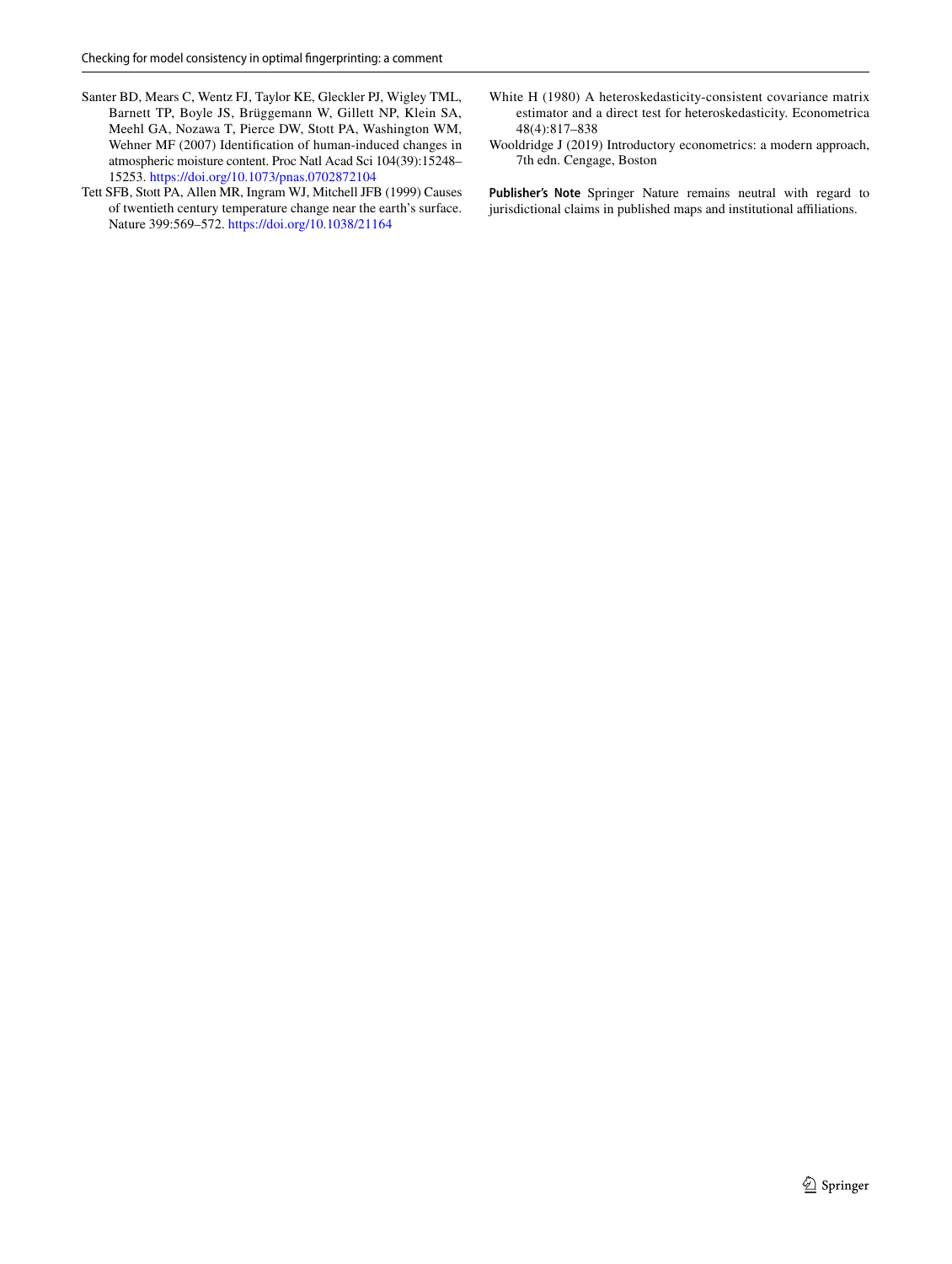Santer BD, Mears C, Wentz FJ, Taylor KE, Gleckler PJ, Wigley TML, Barnett TP, Boyle JS, Brüggemann W, Gillett NP, Klein SA, Meehl GA, Nozawa T, Pierce DW, Stott PA, Washington WM, Wehner MF (2007) Identification of human-induced changes in atmospheric moisture content. Proc Natl Acad Sci 104(39):15248–15253. https://doi.org/10.1073/pnas.0702872104

Tett SFB, Stott PA, Allen MR, Ingram WJ, Mitchell JFB (1999) Causes of twentieth century temperature change near the earth's surface. Nature 399:569–572. https://doi.org/10.1038/21164

White H (1980) A heteroskedasticity-consistent covariance matrix estimator and a direct test for heteroskedasticity. Econometrica 48(4):817–838

Wooldridge J (2019) Introductory econometrics: a modern approach, 7th edn. Cengage, Boston

**Publisher's Note** Springer Nature remains neutral with regard to jurisdictional claims in published maps and institutional affiliations.